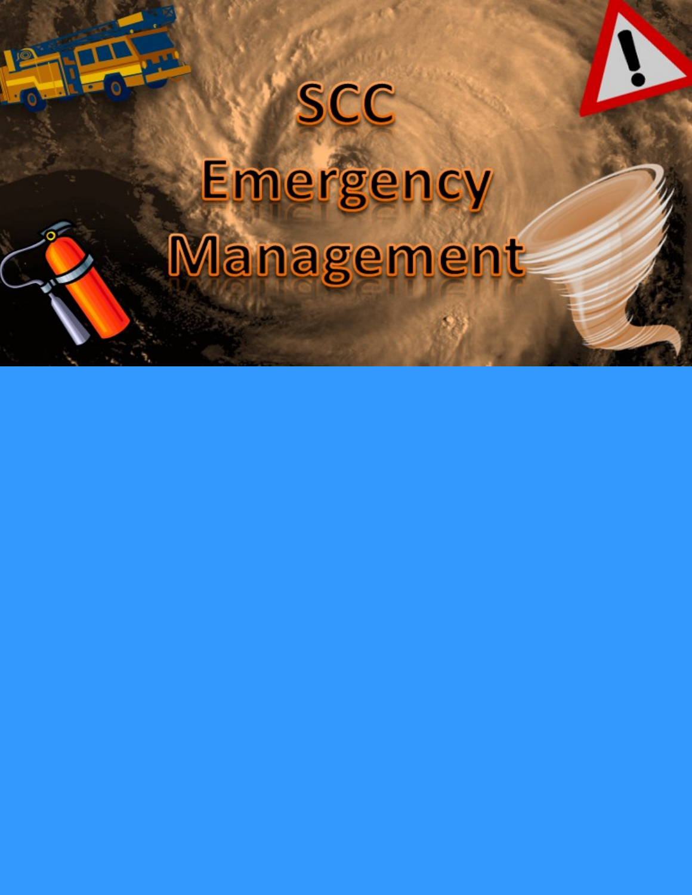# SCC Emergency Management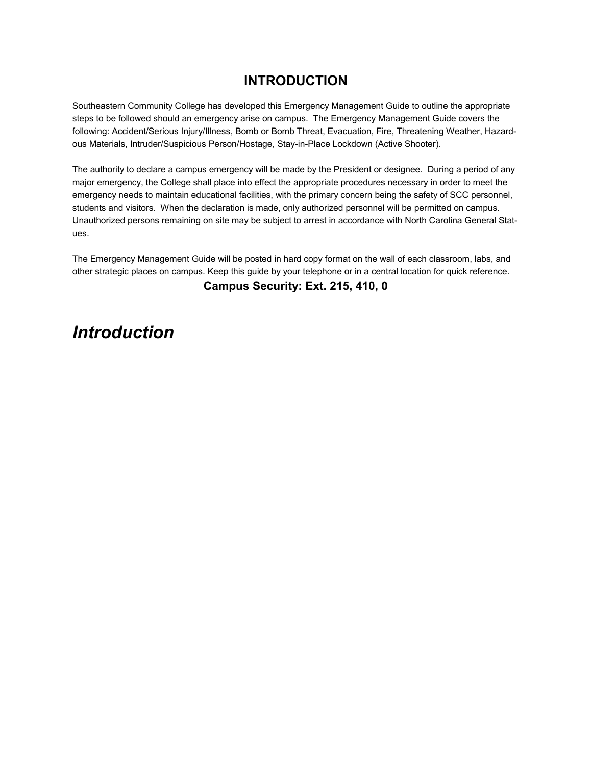# INTRODUCTION

Southeastern Community College has developed this Emergency Management Guide to outline the appropriate steps to be followed should an emergency arise on campus. The Emergency Management Guide covers the following: Accident/Serious Injury/Illness, Bomb or Bomb Threat, Evacuation, Fire, Threatening Weather, Hazardous Materials, Intruder/Suspicious Person/Hostage, Stay-in-Place Lockdown (Active Shooter).

The authority to declare a campus emergency will be made by the President or designee. During a period of any major emergency, the College shall place into effect the appropriate procedures necessary in order to meet the emergency needs to maintain educational facilities, with the primary concern being the safety of SCC personnel, students and visitors. When the declaration is made, only authorized personnel will be permitted on campus. Unauthorized persons remaining on site may be subject to arrest in accordance with North Carolina General Statues.

The Emergency Management Guide will be posted in hard copy format on the wall of each classroom, labs, and other strategic places on campus. Keep this guide by your telephone or in a central location for quick reference.

**Campus Security: Ext. 215, 410, 0**

## *Introduction*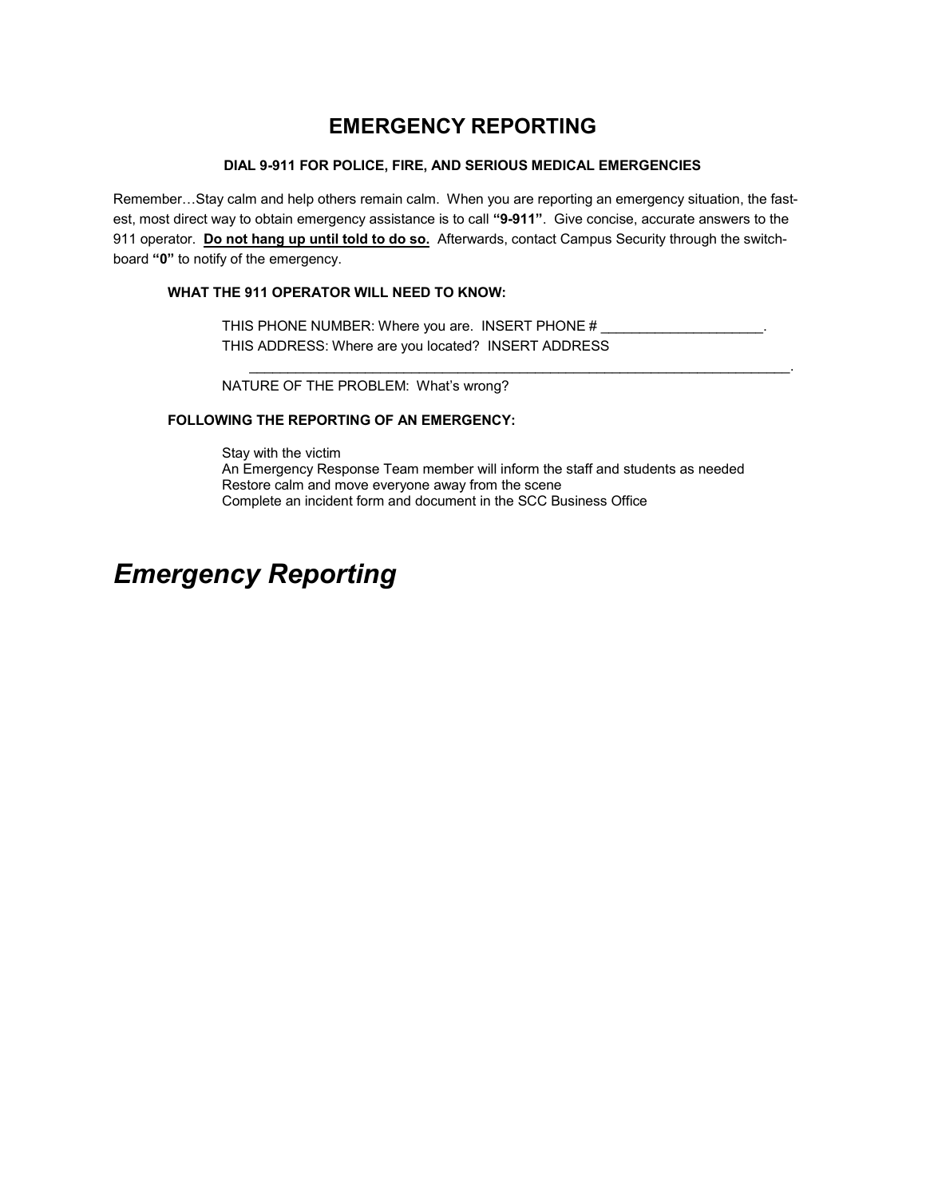# EMERGENCY REPORTING

**DIAL 9-911 FOR POLICE, FIRE, AND SERIOUS MEDICAL EMERGENCIES**

Remember…Stay calm and help others remain calm. When you are reporting an emergency situation, the fastest, most direct way to obtain emergency assistance is to call **"9-911"**. Give concise, accurate answers to the 911 operator. **Do not hang up until told to do so.** Afterwards, contact Campus Security through the switchboard **"0"** to notify of the emergency.

**WHAT THE 911 OPERATOR WILL NEED TO KNOW:**

THIS PHONE NUMBER: Where you are. INSERT PHONE # _____________________.
THIS ADDRESS: Where are you located? INSERT ADDRESS
___________________________________________________________________________.
NATURE OF THE PROBLEM: What's wrong?

**FOLLOWING THE REPORTING OF AN EMERGENCY:**

Stay with the victim
An Emergency Response Team member will inform the staff and students as needed
Restore calm and move everyone away from the scene
Complete an incident form and document in the SCC Business Office

# *Emergency Reporting*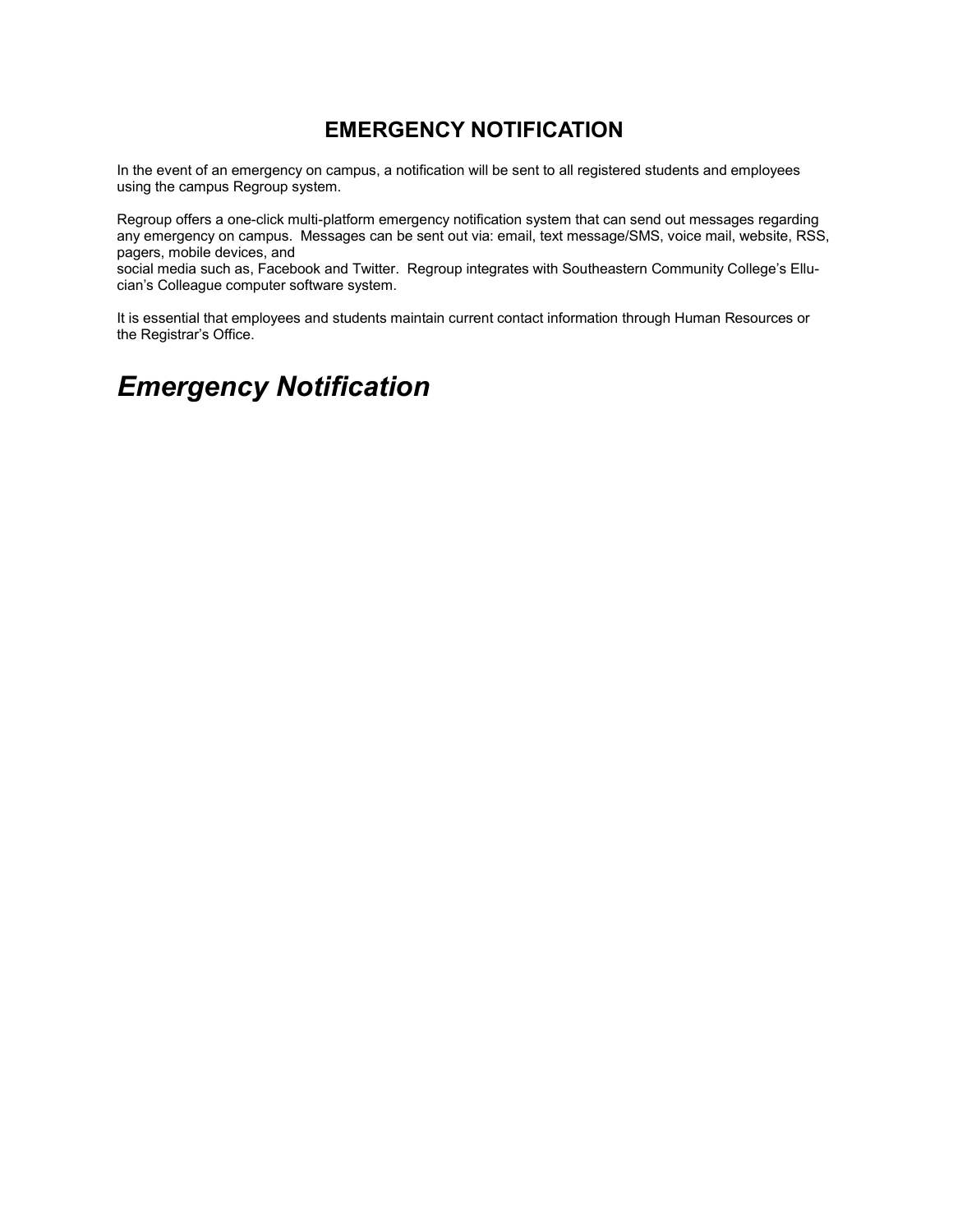# EMERGENCY NOTIFICATION

In the event of an emergency on campus, a notification will be sent to all registered students and employees using the campus Regroup system.

Regroup offers a one-click multi-platform emergency notification system that can send out messages regarding any emergency on campus. Messages can be sent out via: email, text message/SMS, voice mail, website, RSS, pagers, mobile devices, and social media such as, Facebook and Twitter. Regroup integrates with Southeastern Community College's Ellucian's Colleague computer software system.

It is essential that employees and students maintain current contact information through Human Resources or the Registrar's Office.

## *Emergency Notification*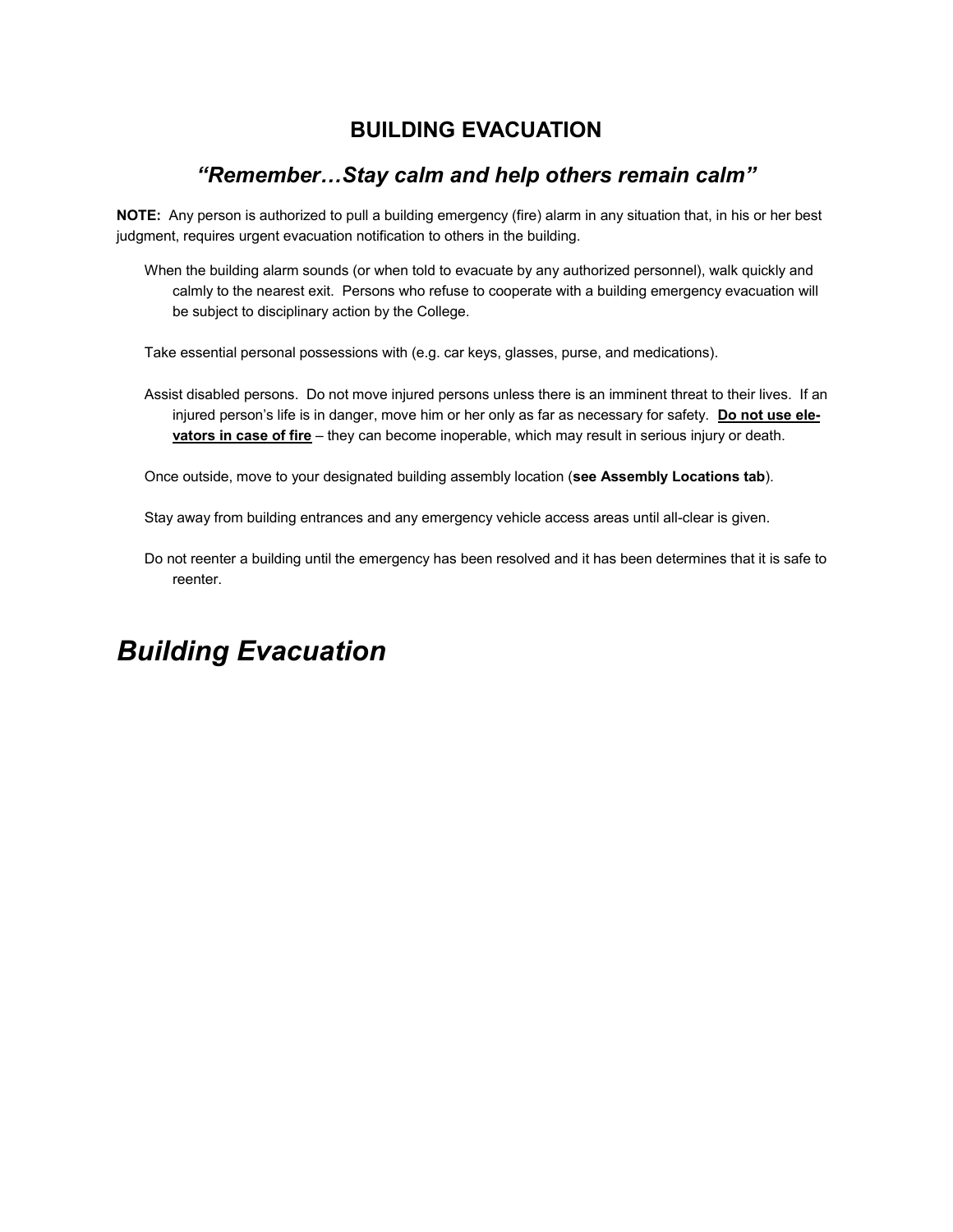## BUILDING EVACUATION

### *"Remember…Stay calm and help others remain calm"*

**NOTE:** Any person is authorized to pull a building emergency (fire) alarm in any situation that, in his or her best judgment, requires urgent evacuation notification to others in the building.

When the building alarm sounds (or when told to evacuate by any authorized personnel), walk quickly and calmly to the nearest exit. Persons who refuse to cooperate with a building emergency evacuation will be subject to disciplinary action by the College.

Take essential personal possessions with (e.g. car keys, glasses, purse, and medications).

Assist disabled persons. Do not move injured persons unless there is an imminent threat to their lives. If an injured person's life is in danger, move him or her only as far as necessary for safety. **<u>Do not use elevators in case of fire</u>** – they can become inoperable, which may result in serious injury or death.

Once outside, move to your designated building assembly location (**see Assembly Locations tab**).

Stay away from building entrances and any emergency vehicle access areas until all-clear is given.

Do not reenter a building until the emergency has been resolved and it has been determines that it is safe to reenter.

# *Building Evacuation*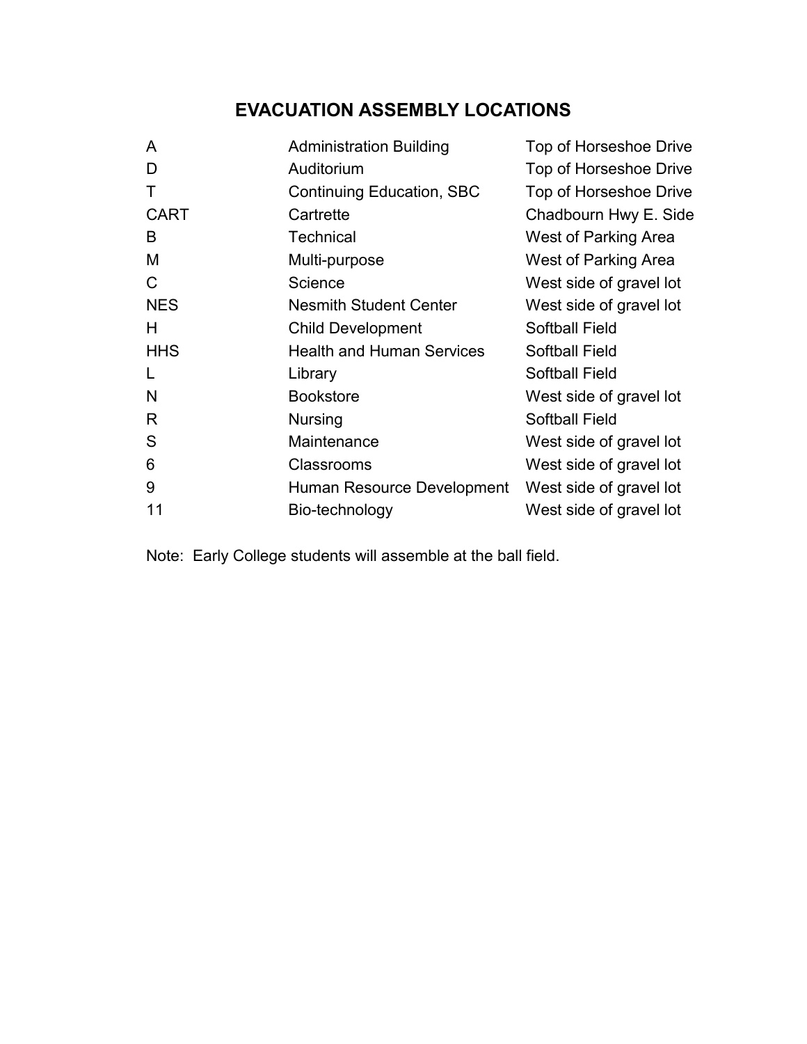# EVACUATION ASSEMBLY LOCATIONS

| | | |
|---|---|---|
| A | Administration Building | Top of Horseshoe Drive |
| D | Auditorium | Top of Horseshoe Drive |
| T | Continuing Education, SBC | Top of Horseshoe Drive |
| CART | Cartrette | Chadbourn Hwy E. Side |
| B | Technical | West of Parking Area |
| M | Multi-purpose | West of Parking Area |
| C | Science | West side of gravel lot |
| NES | Nesmith Student Center | West side of gravel lot |
| H | Child Development | Softball Field |
| HHS | Health and Human Services | Softball Field |
| L | Library | Softball Field |
| N | Bookstore | West side of gravel lot |
| R | Nursing | Softball Field |
| S | Maintenance | West side of gravel lot |
| 6 | Classrooms | West side of gravel lot |
| 9 | Human Resource Development | West side of gravel lot |
| 11 | Bio-technology | West side of gravel lot |

Note: Early College students will assemble at the ball field.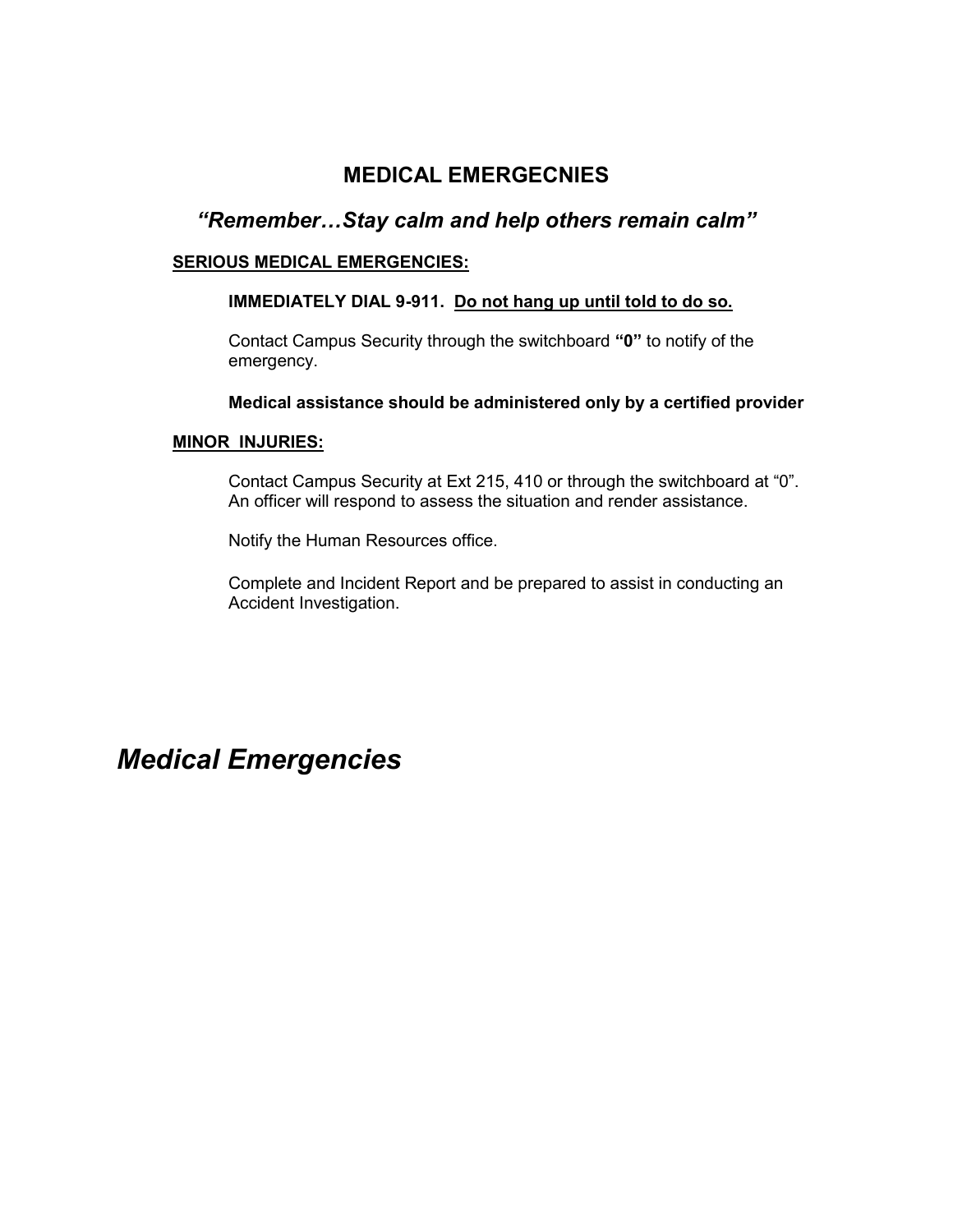## MEDICAL EMERGECNIES

### *"Remember…Stay calm and help others remain calm"*

**SERIOUS MEDICAL EMERGENCIES:**

**IMMEDIATELY DIAL 9-911. Do not hang up until told to do so.**

Contact Campus Security through the switchboard **"0"** to notify of the emergency.

**Medical assistance should be administered only by a certified provider**

**MINOR INJURIES:**

Contact Campus Security at Ext 215, 410 or through the switchboard at "0". An officer will respond to assess the situation and render assistance.

Notify the Human Resources office.

Complete and Incident Report and be prepared to assist in conducting an Accident Investigation.

# *Medical Emergencies*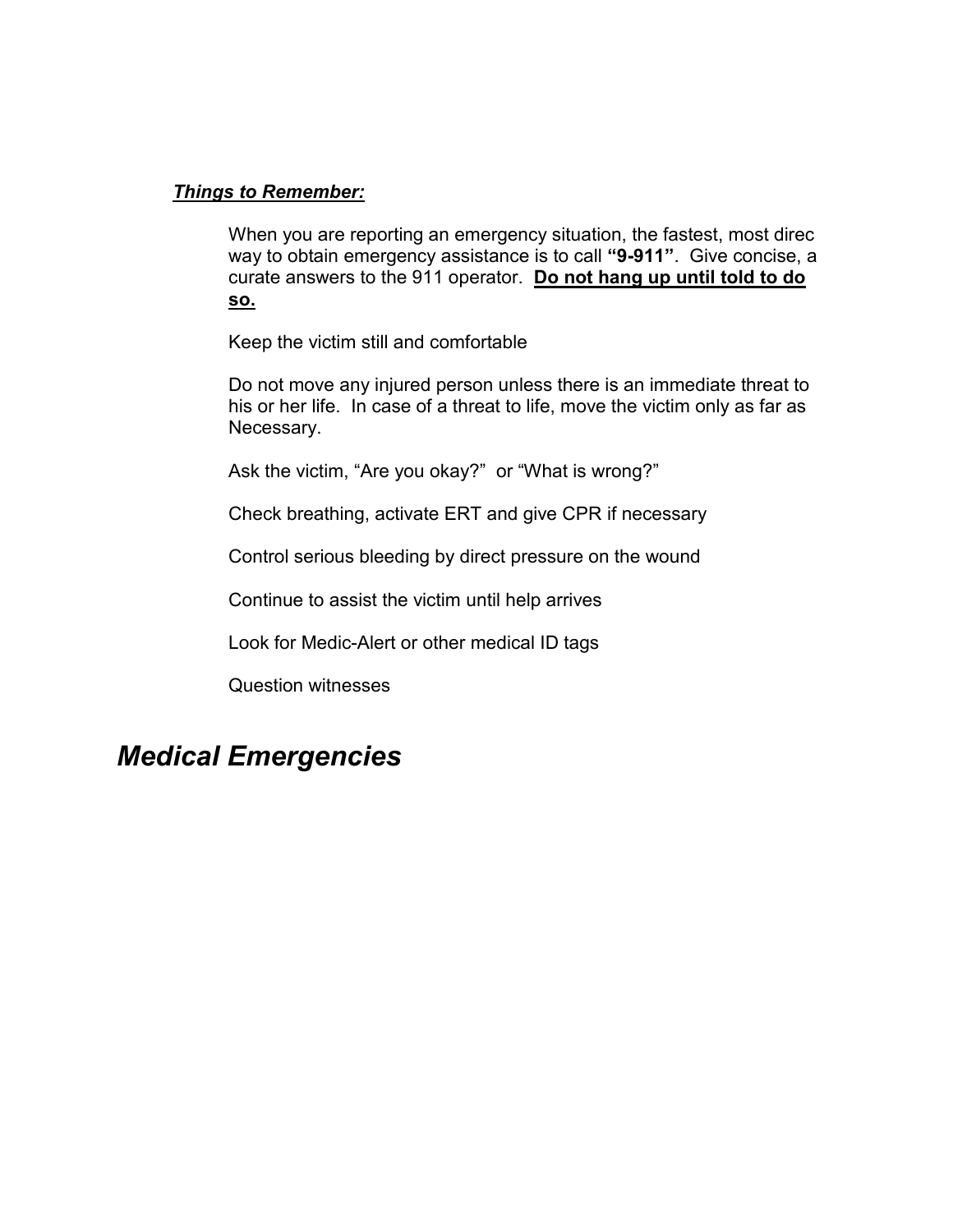***Things to Remember:***

When you are reporting an emergency situation, the fastest, most direc way to obtain emergency assistance is to call **"9-911"**. Give concise, a curate answers to the 911 operator. **Do not hang up until told to do so.**

Keep the victim still and comfortable

Do not move any injured person unless there is an immediate threat to his or her life. In case of a threat to life, move the victim only as far as Necessary.

Ask the victim, "Are you okay?" or "What is wrong?"

Check breathing, activate ERT and give CPR if necessary

Control serious bleeding by direct pressure on the wound

Continue to assist the victim until help arrives

Look for Medic-Alert or other medical ID tags

Question witnesses

# *Medical Emergencies*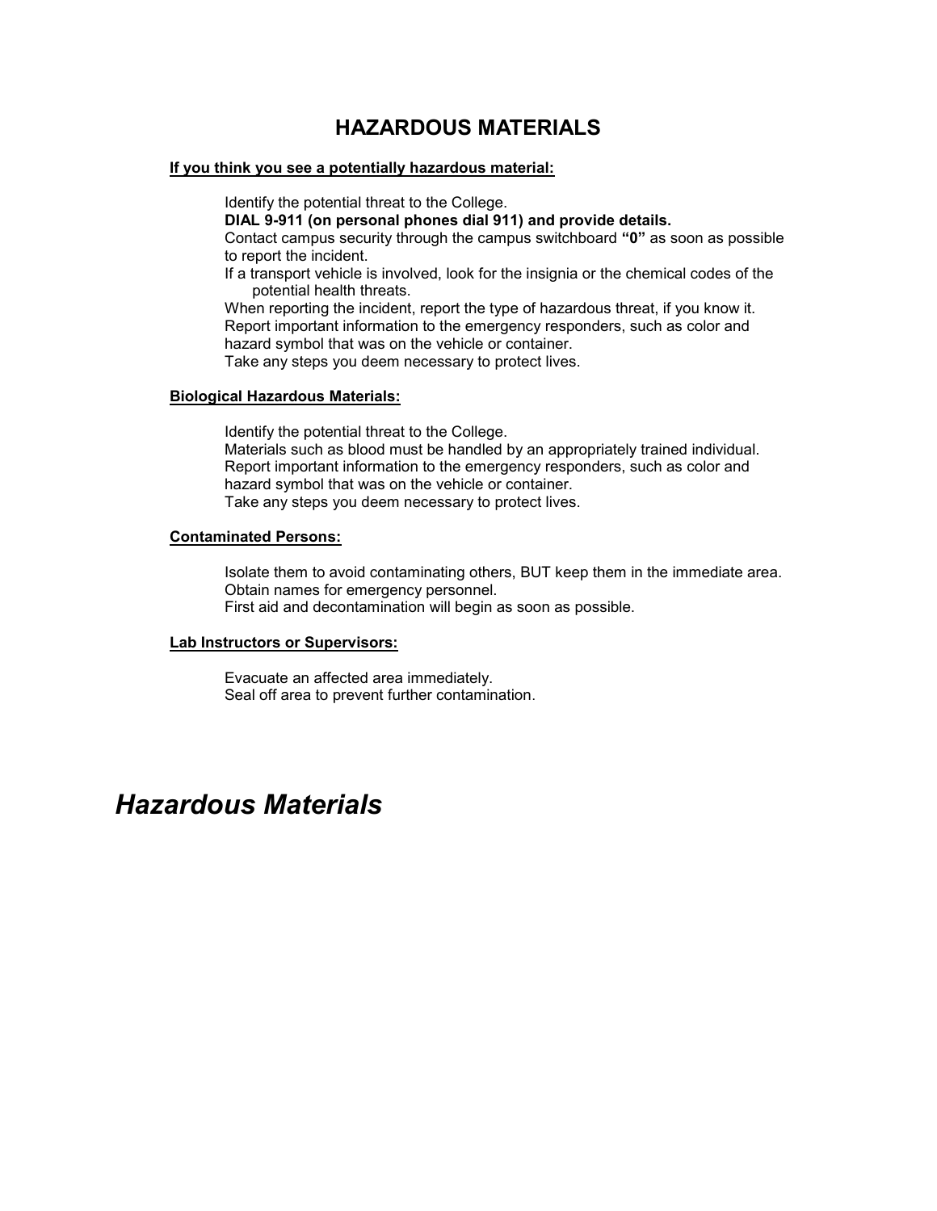# HAZARDOUS MATERIALS

**If you think you see a potentially hazardous material:**

Identify the potential threat to the College.
**DIAL 9-911 (on personal phones dial 911) and provide details.**
Contact campus security through the campus switchboard **"0"** as soon as possible to report the incident.
If a transport vehicle is involved, look for the insignia or the chemical codes of the potential health threats.
When reporting the incident, report the type of hazardous threat, if you know it.
Report important information to the emergency responders, such as color and hazard symbol that was on the vehicle or container.
Take any steps you deem necessary to protect lives.

**Biological Hazardous Materials:**

Identify the potential threat to the College.
Materials such as blood must be handled by an appropriately trained individual.
Report important information to the emergency responders, such as color and hazard symbol that was on the vehicle or container.
Take any steps you deem necessary to protect lives.

**Contaminated Persons:**

Isolate them to avoid contaminating others, BUT keep them in the immediate area.
Obtain names for emergency personnel.
First aid and decontamination will begin as soon as possible.

**Lab Instructors or Supervisors:**

Evacuate an affected area immediately.
Seal off area to prevent further contamination.

## *Hazardous Materials*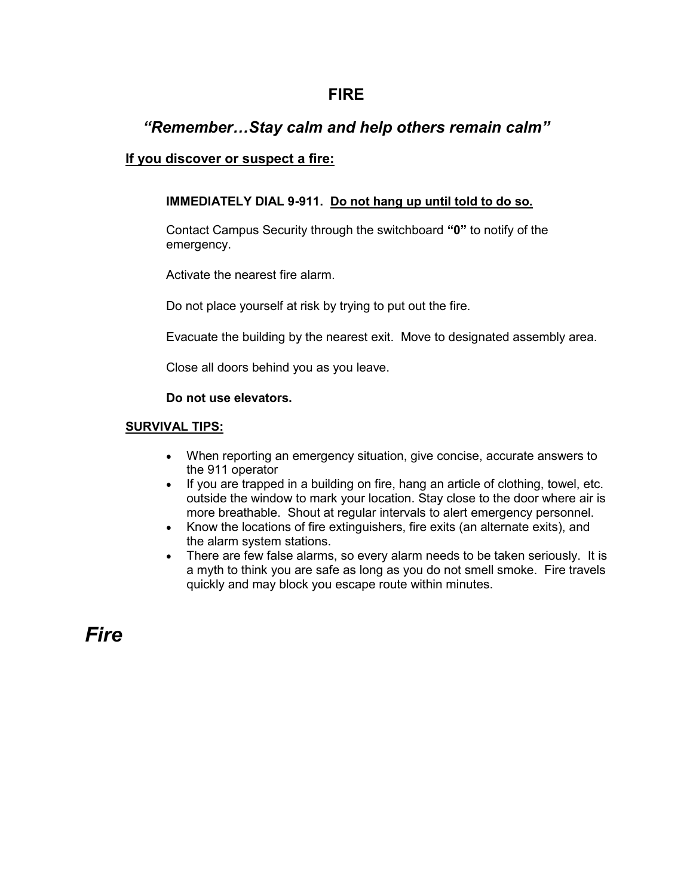# FIRE

## *"Remember…Stay calm and help others remain calm"*

### If you discover or suspect a fire:

**IMMEDIATELY DIAL 9-911. Do not hang up until told to do so.**

Contact Campus Security through the switchboard **"0"** to notify of the emergency.

Activate the nearest fire alarm.

Do not place yourself at risk by trying to put out the fire.

Evacuate the building by the nearest exit. Move to designated assembly area.

Close all doors behind you as you leave.

**Do not use elevators.**

### SURVIVAL TIPS:

- When reporting an emergency situation, give concise, accurate answers to the 911 operator
- If you are trapped in a building on fire, hang an article of clothing, towel, etc. outside the window to mark your location. Stay close to the door where air is more breathable. Shout at regular intervals to alert emergency personnel.
- Know the locations of fire extinguishers, fire exits (an alternate exits), and the alarm system stations.
- There are few false alarms, so every alarm needs to be taken seriously. It is a myth to think you are safe as long as you do not smell smoke. Fire travels quickly and may block you escape route within minutes.

# *Fire*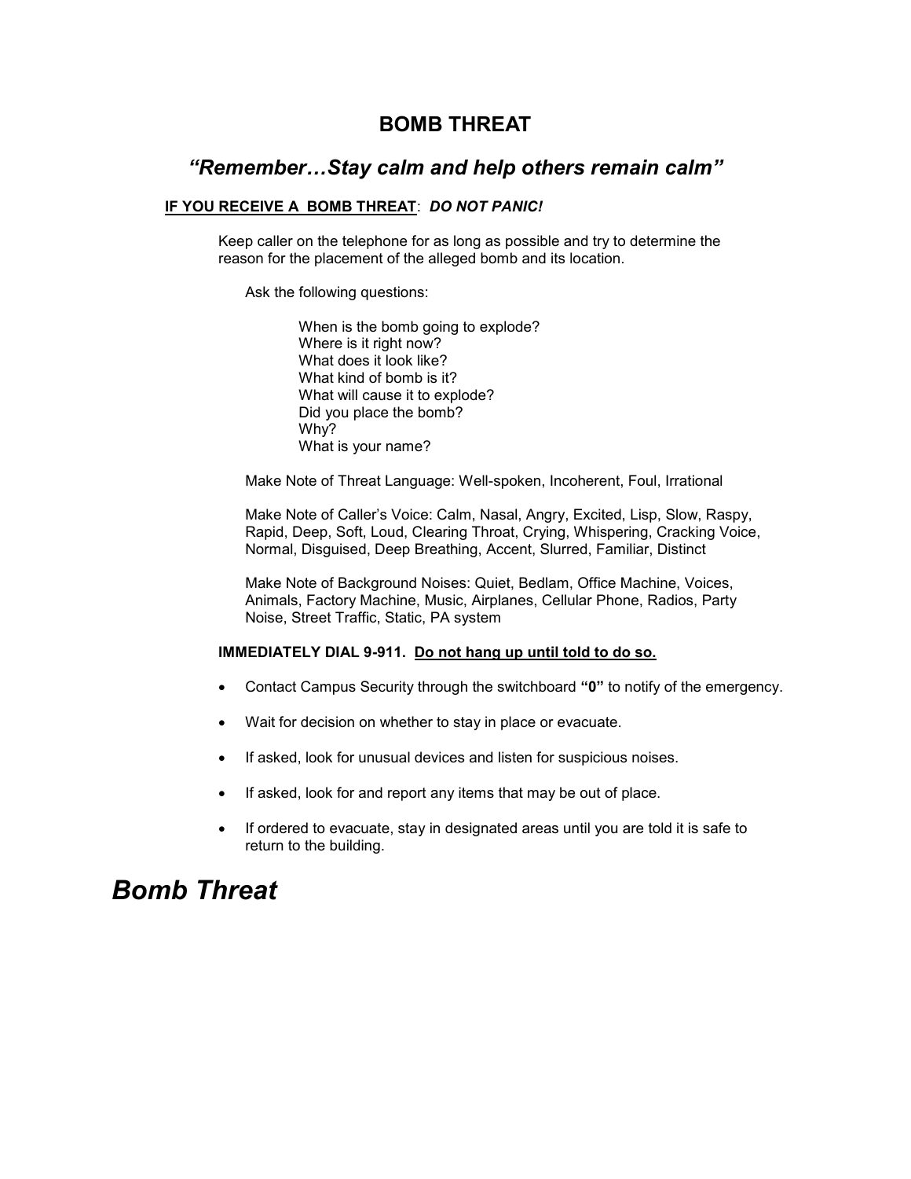## BOMB THREAT

### *"Remember…Stay calm and help others remain calm"*

**<u>IF YOU RECEIVE A BOMB THREAT</u>:** ***DO NOT PANIC!***

Keep caller on the telephone for as long as possible and try to determine the reason for the placement of the alleged bomb and its location.

Ask the following questions:

When is the bomb going to explode?
Where is it right now?
What does it look like?
What kind of bomb is it?
What will cause it to explode?
Did you place the bomb?
Why?
What is your name?

Make Note of Threat Language: Well-spoken, Incoherent, Foul, Irrational

Make Note of Caller's Voice: Calm, Nasal, Angry, Excited, Lisp, Slow, Raspy, Rapid, Deep, Soft, Loud, Clearing Throat, Crying, Whispering, Cracking Voice, Normal, Disguised, Deep Breathing, Accent, Slurred, Familiar, Distinct

Make Note of Background Noises: Quiet, Bedlam, Office Machine, Voices, Animals, Factory Machine, Music, Airplanes, Cellular Phone, Radios, Party Noise, Street Traffic, Static, PA system

**IMMEDIATELY DIAL 9-911. <u>Do not hang up until told to do so.</u>**

- Contact Campus Security through the switchboard **"0"** to notify of the emergency.
- Wait for decision on whether to stay in place or evacuate.
- If asked, look for unusual devices and listen for suspicious noises.
- If asked, look for and report any items that may be out of place.
- If ordered to evacuate, stay in designated areas until you are told it is safe to return to the building.

# *Bomb Threat*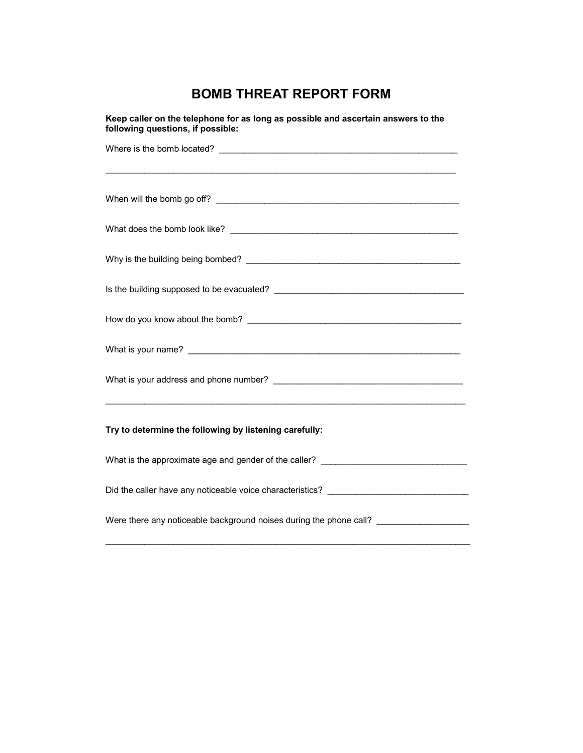# BOMB THREAT REPORT FORM

**Keep caller on the telephone for as long as possible and ascertain answers to the following questions, if possible:**

Where is the bomb located? ___________________________________________________

_____________________________________________________________________________

When will the bomb go off? ___________________________________________________

What does the bomb look like? ________________________________________________

Why is the building being bombed? _____________________________________________

Is the building supposed to be evacuated? _______________________________________

How do you know about the bomb? ____________________________________________

What is your name? _________________________________________________________

What is your address and phone number? _______________________________________

_____________________________________________________________________________

**Try to determine the following by listening carefully:**

What is the approximate age and gender of the caller? _____________________________

Did the caller have any noticeable voice characteristics? ____________________________

Were there any noticeable background noises during the phone call? __________________

_____________________________________________________________________________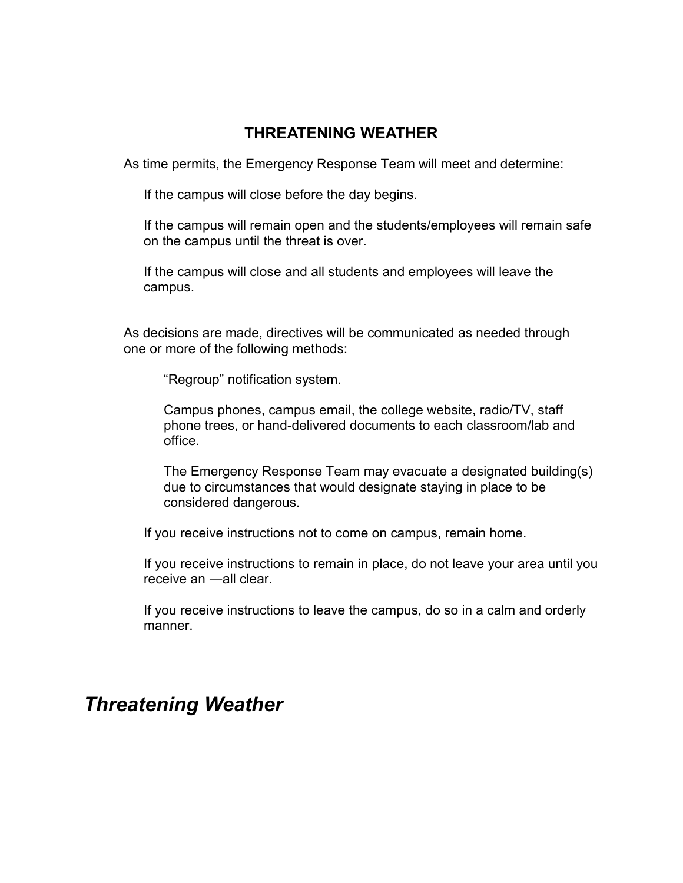## THREATENING WEATHER

As time permits, the Emergency Response Team will meet and determine:

If the campus will close before the day begins.

If the campus will remain open and the students/employees will remain safe on the campus until the threat is over.

If the campus will close and all students and employees will leave the campus.

As decisions are made, directives will be communicated as needed through one or more of the following methods:

"Regroup" notification system.

Campus phones, campus email, the college website, radio/TV, staff phone trees, or hand-delivered documents to each classroom/lab and office.

The Emergency Response Team may evacuate a designated building(s) due to circumstances that would designate staying in place to be considered dangerous.

If you receive instructions not to come on campus, remain home.

If you receive instructions to remain in place, do not leave your area until you receive an ―all clear.

If you receive instructions to leave the campus, do so in a calm and orderly manner.

## *Threatening Weather*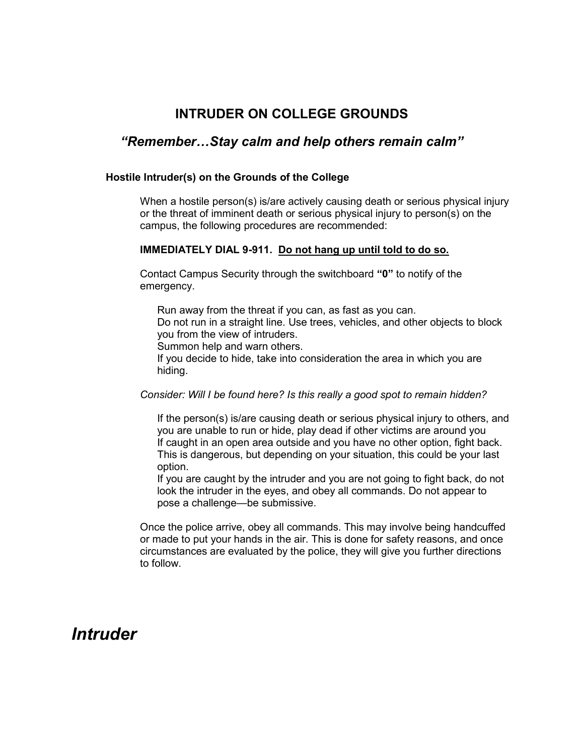## INTRUDER ON COLLEGE GROUNDS

### *"Remember…Stay calm and help others remain calm"*

**Hostile Intruder(s) on the Grounds of the College**

When a hostile person(s) is/are actively causing death or serious physical injury or the threat of imminent death or serious physical injury to person(s) on the campus, the following procedures are recommended:

**IMMEDIATELY DIAL 9-911.** **<u>Do not hang up until told to do so.</u>**

Contact Campus Security through the switchboard **"0"** to notify of the emergency.

Run away from the threat if you can, as fast as you can.
Do not run in a straight line. Use trees, vehicles, and other objects to block you from the view of intruders.
Summon help and warn others.
If you decide to hide, take into consideration the area in which you are hiding.

*Consider: Will I be found here? Is this really a good spot to remain hidden?*

If the person(s) is/are causing death or serious physical injury to others, and you are unable to run or hide, play dead if other victims are around you
If caught in an open area outside and you have no other option, fight back. This is dangerous, but depending on your situation, this could be your last option.
If you are caught by the intruder and you are not going to fight back, do not look the intruder in the eyes, and obey all commands. Do not appear to pose a challenge—be submissive.

Once the police arrive, obey all commands. This may involve being handcuffed or made to put your hands in the air. This is done for safety reasons, and once circumstances are evaluated by the police, they will give you further directions to follow.

# *Intruder*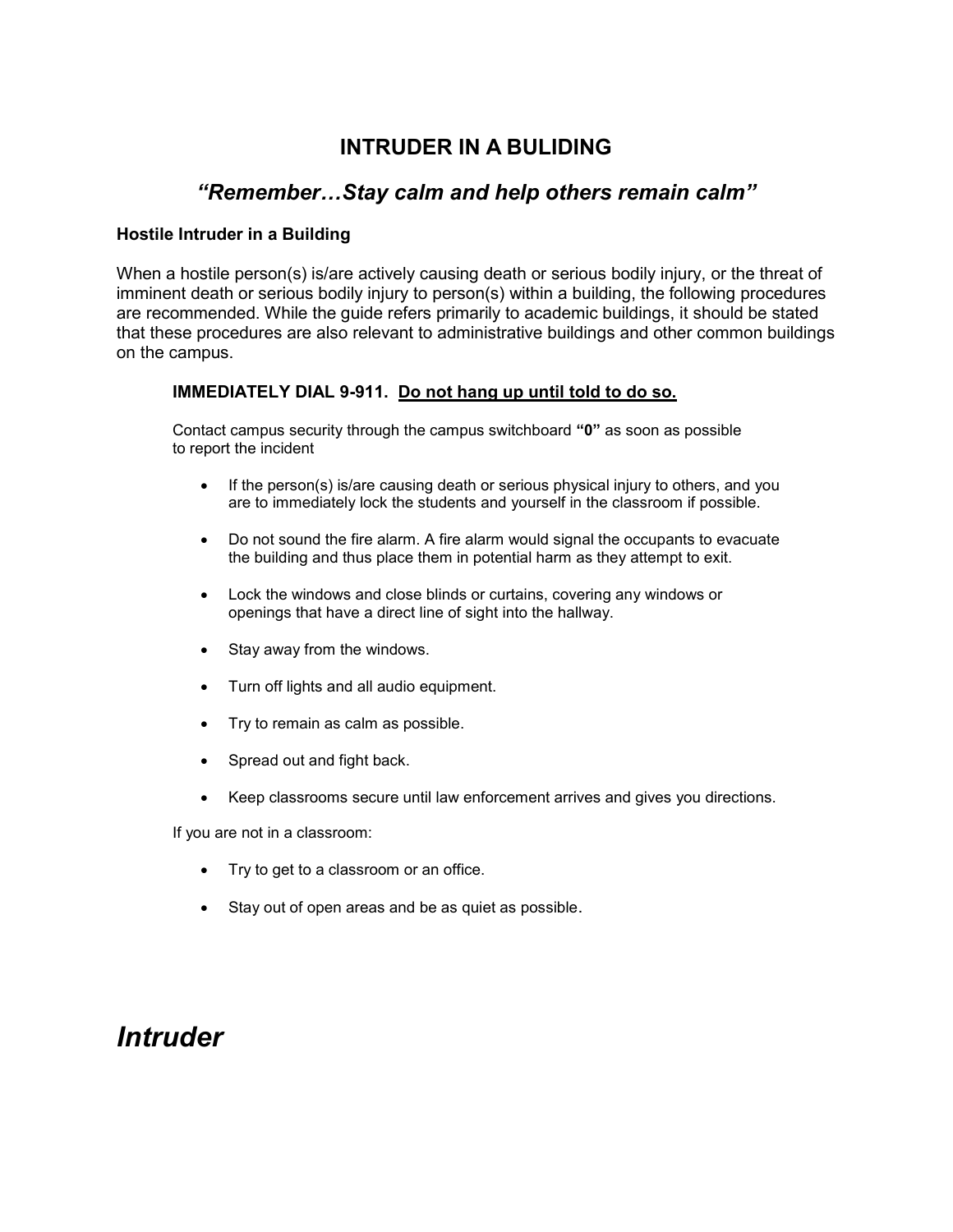# INTRUDER IN A BULIDING

## *"Remember…Stay calm and help others remain calm"*

### Hostile Intruder in a Building

When a hostile person(s) is/are actively causing death or serious bodily injury, or the threat of imminent death or serious bodily injury to person(s) within a building, the following procedures are recommended. While the guide refers primarily to academic buildings, it should be stated that these procedures are also relevant to administrative buildings and other common buildings on the campus.

**IMMEDIATELY DIAL 9-911. <u>Do not hang up until told to do so.</u>**

Contact campus security through the campus switchboard **"0"** as soon as possible to report the incident

- If the person(s) is/are causing death or serious physical injury to others, and you are to immediately lock the students and yourself in the classroom if possible.
- Do not sound the fire alarm. A fire alarm would signal the occupants to evacuate the building and thus place them in potential harm as they attempt to exit.
- Lock the windows and close blinds or curtains, covering any windows or openings that have a direct line of sight into the hallway.
- Stay away from the windows.
- Turn off lights and all audio equipment.
- Try to remain as calm as possible.
- Spread out and fight back.
- Keep classrooms secure until law enforcement arrives and gives you directions.

If you are not in a classroom:

- Try to get to a classroom or an office.
- Stay out of open areas and be as quiet as possible.

# *Intruder*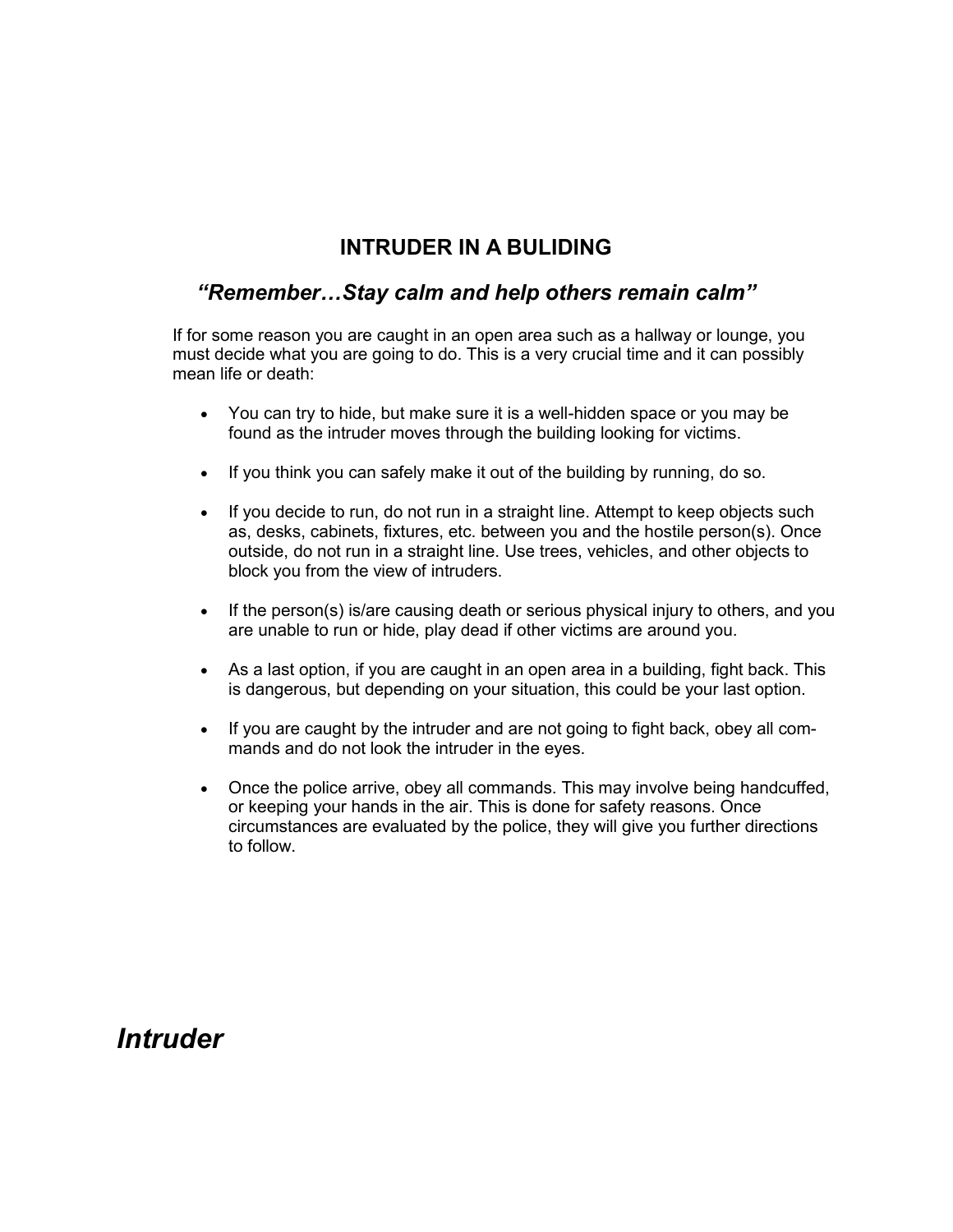## INTRUDER IN A BULIDING

### *"Remember…Stay calm and help others remain calm"*

If for some reason you are caught in an open area such as a hallway or lounge, you must decide what you are going to do. This is a very crucial time and it can possibly mean life or death:

- You can try to hide, but make sure it is a well-hidden space or you may be found as the intruder moves through the building looking for victims.
- If you think you can safely make it out of the building by running, do so.
- If you decide to run, do not run in a straight line. Attempt to keep objects such as, desks, cabinets, fixtures, etc. between you and the hostile person(s). Once outside, do not run in a straight line. Use trees, vehicles, and other objects to block you from the view of intruders.
- If the person(s) is/are causing death or serious physical injury to others, and you are unable to run or hide, play dead if other victims are around you.
- As a last option, if you are caught in an open area in a building, fight back. This is dangerous, but depending on your situation, this could be your last option.
- If you are caught by the intruder and are not going to fight back, obey all commands and do not look the intruder in the eyes.
- Once the police arrive, obey all commands. This may involve being handcuffed, or keeping your hands in the air. This is done for safety reasons. Once circumstances are evaluated by the police, they will give you further directions to follow.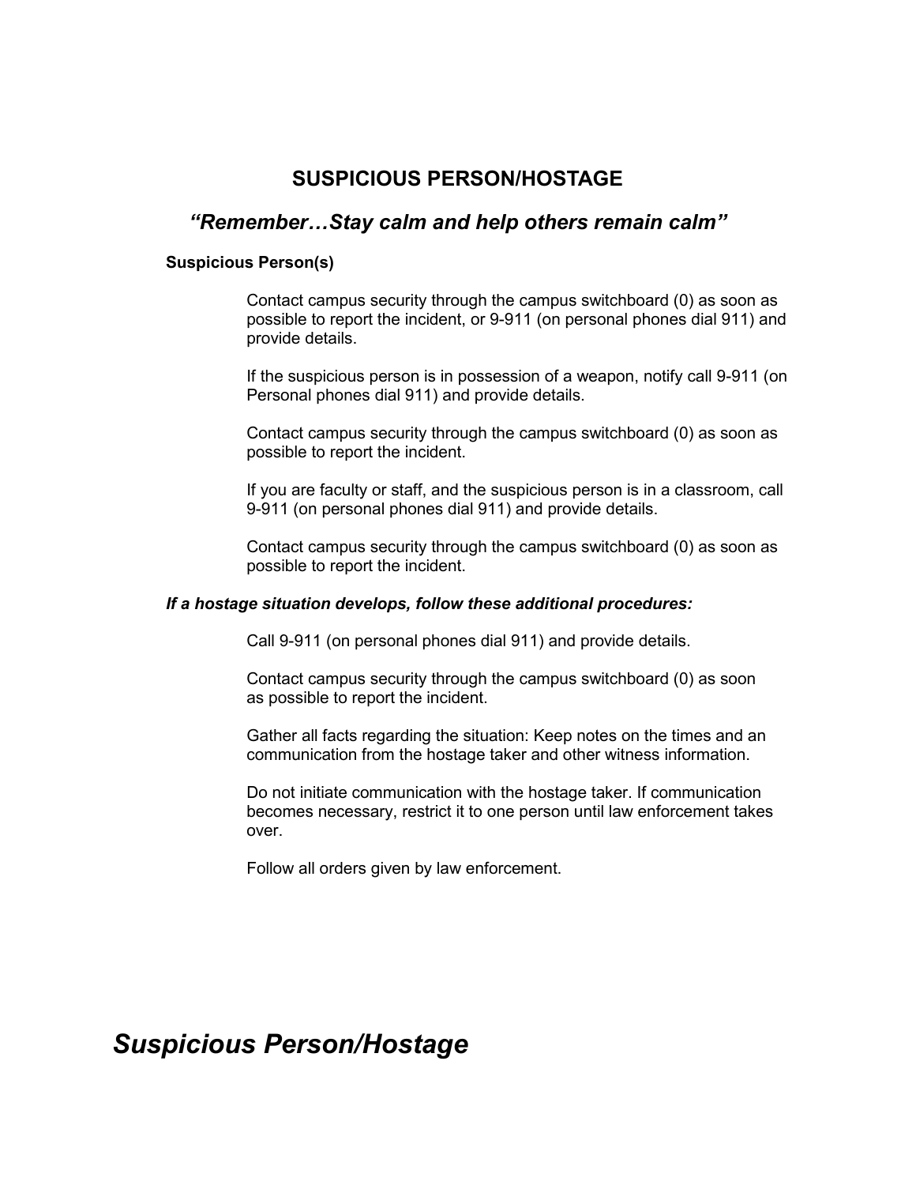## SUSPICIOUS PERSON/HOSTAGE

***"Remember…Stay calm and help others remain calm"***

**Suspicious Person(s)**

Contact campus security through the campus switchboard (0) as soon as possible to report the incident, or 9-911 (on personal phones dial 911) and provide details.

If the suspicious person is in possession of a weapon, notify call 9-911 (on Personal phones dial 911) and provide details.

Contact campus security through the campus switchboard (0) as soon as possible to report the incident.

If you are faculty or staff, and the suspicious person is in a classroom, call 9-911 (on personal phones dial 911) and provide details.

Contact campus security through the campus switchboard (0) as soon as possible to report the incident.

***If a hostage situation develops, follow these additional procedures:***

Call 9-911 (on personal phones dial 911) and provide details.

Contact campus security through the campus switchboard (0) as soon as possible to report the incident.

Gather all facts regarding the situation: Keep notes on the times and an communication from the hostage taker and other witness information.

Do not initiate communication with the hostage taker. If communication becomes necessary, restrict it to one person until law enforcement takes over.

Follow all orders given by law enforcement.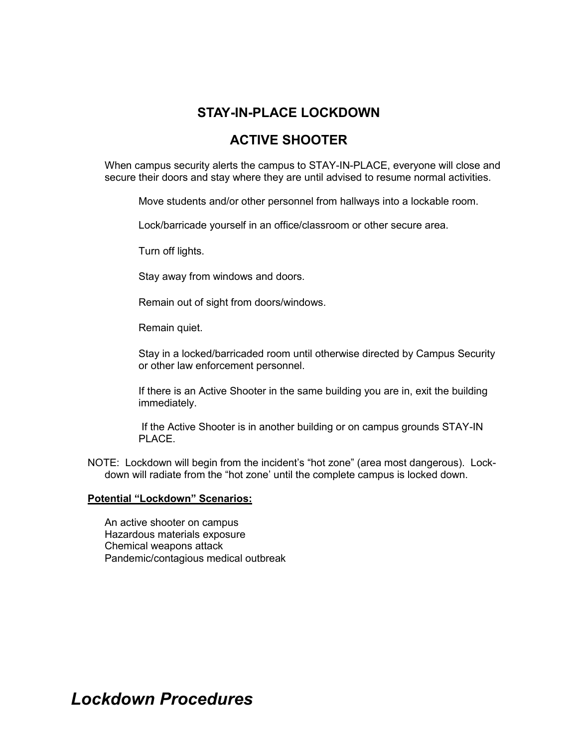## STAY-IN-PLACE LOCKDOWN

## ACTIVE SHOOTER

When campus security alerts the campus to STAY-IN-PLACE, everyone will close and secure their doors and stay where they are until advised to resume normal activities.

Move students and/or other personnel from hallways into a lockable room.

Lock/barricade yourself in an office/classroom or other secure area.

Turn off lights.

Stay away from windows and doors.

Remain out of sight from doors/windows.

Remain quiet.

Stay in a locked/barricaded room until otherwise directed by Campus Security or other law enforcement personnel.

If there is an Active Shooter in the same building you are in, exit the building immediately.

If the Active Shooter is in another building or on campus grounds STAY-IN PLACE.

NOTE: Lockdown will begin from the incident's "hot zone" (area most dangerous). Lock-down will radiate from the "hot zone' until the complete campus is locked down.

**Potential "Lockdown" Scenarios:**

An active shooter on campus
Hazardous materials exposure
Chemical weapons attack
Pandemic/contagious medical outbreak